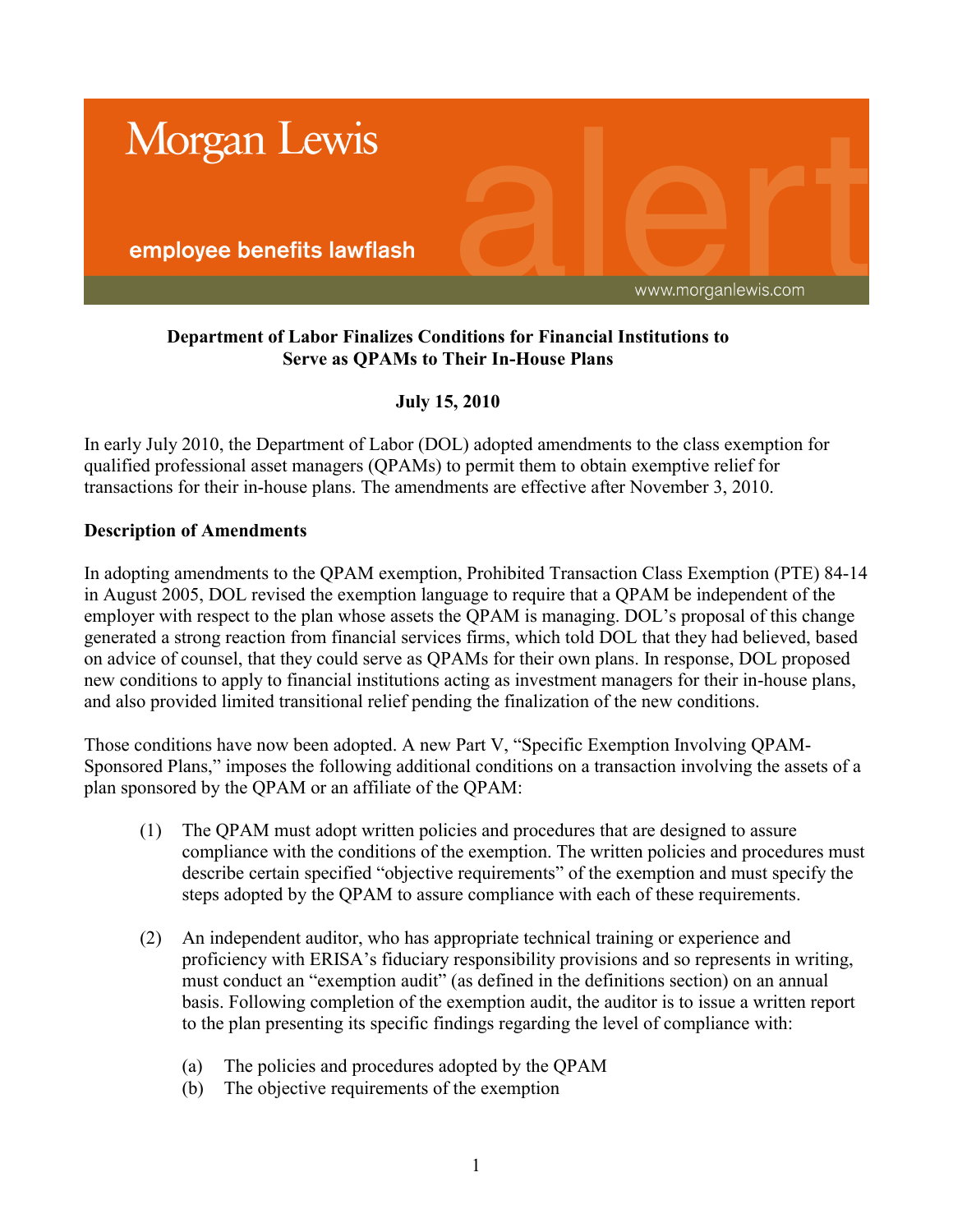Morgan Lewis

employee benefits lawflash

www.morganlewis.com

**Department of Labor Finalizes Conditions for Financial Institutions to Serve as QPAMs to Their In-House Plans**

**July 15, 2010**

In early July 2010, the Department of Labor (DOL) adopted amendments to the class exemption for qualified professional asset managers (QPAMs) to permit them to obtain exemptive relief for transactions for their in-house plans. The amendments are effective after November 3, 2010.

**Description of Amendments**

In adopting amendments to the QPAM exemption, Prohibited Transaction Class Exemption (PTE) 84-14 in August 2005, DOL revised the exemption language to require that a QPAM be independent of the employer with respect to the plan whose assets the QPAM is managing. DOL's proposal of this change generated a strong reaction from financial services firms, which told DOL that they had believed, based on advice of counsel, that they could serve as QPAMs for their own plans. In response, DOL proposed new conditions to apply to financial institutions acting as investment managers for their in-house plans, and also provided limited transitional relief pending the finalization of the new conditions.

Those conditions have now been adopted. A new Part V, "Specific Exemption Involving QPAM-Sponsored Plans," imposes the following additional conditions on a transaction involving the assets of a plan sponsored by the QPAM or an affiliate of the QPAM:

(1) The QPAM must adopt written policies and procedures that are designed to assure compliance with the conditions of the exemption. The written policies and procedures must describe certain specified "objective requirements" of the exemption and must specify the steps adopted by the QPAM to assure compliance with each of these requirements.

(2) An independent auditor, who has appropriate technical training or experience and proficiency with ERISA's fiduciary responsibility provisions and so represents in writing, must conduct an "exemption audit" (as defined in the definitions section) on an annual basis. Following completion of the exemption audit, the auditor is to issue a written report to the plan presenting its specific findings regarding the level of compliance with:

   (a) The policies and procedures adopted by the QPAM
   (b) The objective requirements of the exemption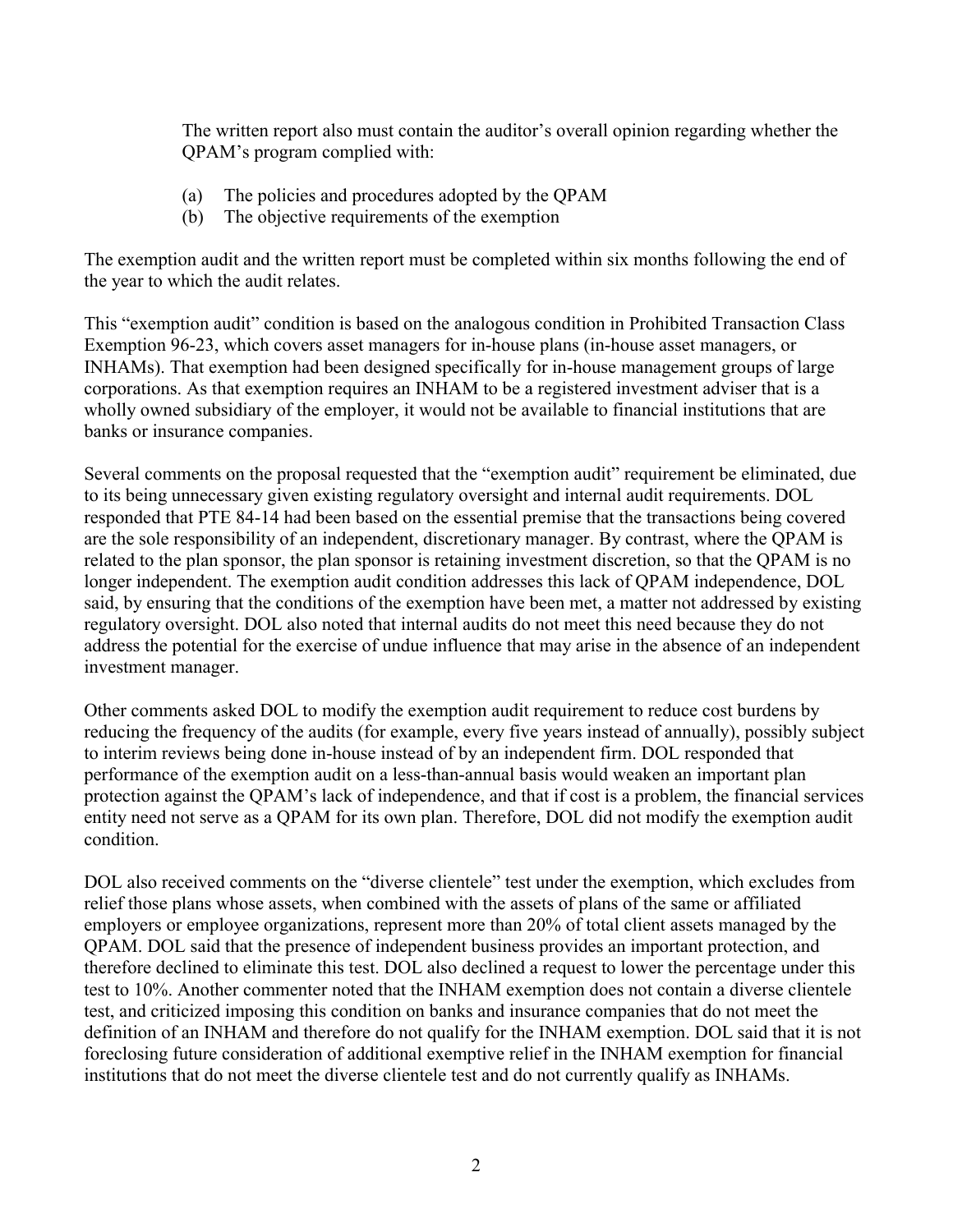The written report also must contain the auditor's overall opinion regarding whether the QPAM's program complied with:

(a) The policies and procedures adopted by the QPAM
(b) The objective requirements of the exemption

The exemption audit and the written report must be completed within six months following the end of the year to which the audit relates.

This "exemption audit" condition is based on the analogous condition in Prohibited Transaction Class Exemption 96-23, which covers asset managers for in-house plans (in-house asset managers, or INHAMs). That exemption had been designed specifically for in-house management groups of large corporations. As that exemption requires an INHAM to be a registered investment adviser that is a wholly owned subsidiary of the employer, it would not be available to financial institutions that are banks or insurance companies.

Several comments on the proposal requested that the "exemption audit" requirement be eliminated, due to its being unnecessary given existing regulatory oversight and internal audit requirements. DOL responded that PTE 84-14 had been based on the essential premise that the transactions being covered are the sole responsibility of an independent, discretionary manager. By contrast, where the QPAM is related to the plan sponsor, the plan sponsor is retaining investment discretion, so that the QPAM is no longer independent. The exemption audit condition addresses this lack of QPAM independence, DOL said, by ensuring that the conditions of the exemption have been met, a matter not addressed by existing regulatory oversight. DOL also noted that internal audits do not meet this need because they do not address the potential for the exercise of undue influence that may arise in the absence of an independent investment manager.

Other comments asked DOL to modify the exemption audit requirement to reduce cost burdens by reducing the frequency of the audits (for example, every five years instead of annually), possibly subject to interim reviews being done in-house instead of by an independent firm. DOL responded that performance of the exemption audit on a less-than-annual basis would weaken an important plan protection against the QPAM's lack of independence, and that if cost is a problem, the financial services entity need not serve as a QPAM for its own plan. Therefore, DOL did not modify the exemption audit condition.

DOL also received comments on the "diverse clientele" test under the exemption, which excludes from relief those plans whose assets, when combined with the assets of plans of the same or affiliated employers or employee organizations, represent more than 20% of total client assets managed by the QPAM. DOL said that the presence of independent business provides an important protection, and therefore declined to eliminate this test. DOL also declined a request to lower the percentage under this test to 10%. Another commenter noted that the INHAM exemption does not contain a diverse clientele test, and criticized imposing this condition on banks and insurance companies that do not meet the definition of an INHAM and therefore do not qualify for the INHAM exemption. DOL said that it is not foreclosing future consideration of additional exemptive relief in the INHAM exemption for financial institutions that do not meet the diverse clientele test and do not currently qualify as INHAMs.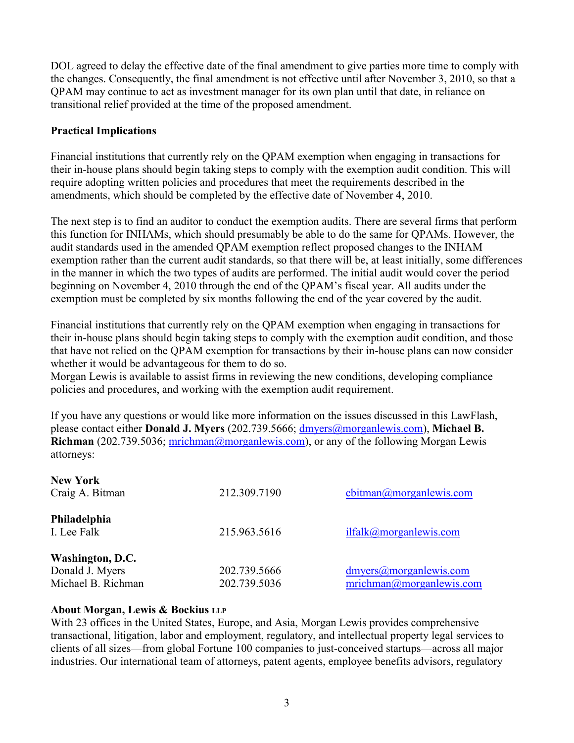DOL agreed to delay the effective date of the final amendment to give parties more time to comply with the changes. Consequently, the final amendment is not effective until after November 3, 2010, so that a QPAM may continue to act as investment manager for its own plan until that date, in reliance on transitional relief provided at the time of the proposed amendment.

**Practical Implications**

Financial institutions that currently rely on the QPAM exemption when engaging in transactions for their in-house plans should begin taking steps to comply with the exemption audit condition. This will require adopting written policies and procedures that meet the requirements described in the amendments, which should be completed by the effective date of November 4, 2010.

The next step is to find an auditor to conduct the exemption audits. There are several firms that perform this function for INHAMs, which should presumably be able to do the same for QPAMs. However, the audit standards used in the amended QPAM exemption reflect proposed changes to the INHAM exemption rather than the current audit standards, so that there will be, at least initially, some differences in the manner in which the two types of audits are performed. The initial audit would cover the period beginning on November 4, 2010 through the end of the QPAM's fiscal year. All audits under the exemption must be completed by six months following the end of the year covered by the audit.

Financial institutions that currently rely on the QPAM exemption when engaging in transactions for their in-house plans should begin taking steps to comply with the exemption audit condition, and those that have not relied on the QPAM exemption for transactions by their in-house plans can now consider whether it would be advantageous for them to do so.
Morgan Lewis is available to assist firms in reviewing the new conditions, developing compliance policies and procedures, and working with the exemption audit requirement.

If you have any questions or would like more information on the issues discussed in this LawFlash, please contact either **Donald J. Myers** (202.739.5666; dmyers@morganlewis.com), **Michael B. Richman** (202.739.5036; mrichman@morganlewis.com), or any of the following Morgan Lewis attorneys:

**New York**

| | | |
|---|---|---|
| Craig A. Bitman | 212.309.7190 | cbitman@morganlewis.com |

**Philadelphia**

| | | |
|---|---|---|
| I. Lee Falk | 215.963.5616 | ilfalk@morganlewis.com |

**Washington, D.C.**

| | | |
|---|---|---|
| Donald J. Myers | 202.739.5666 | dmyers@morganlewis.com |
| Michael B. Richman | 202.739.5036 | mrichman@morganlewis.com |

**About Morgan, Lewis & Bockius LLP**
With 23 offices in the United States, Europe, and Asia, Morgan Lewis provides comprehensive transactional, litigation, labor and employment, regulatory, and intellectual property legal services to clients of all sizes—from global Fortune 100 companies to just-conceived startups—across all major industries. Our international team of attorneys, patent agents, employee benefits advisors, regulatory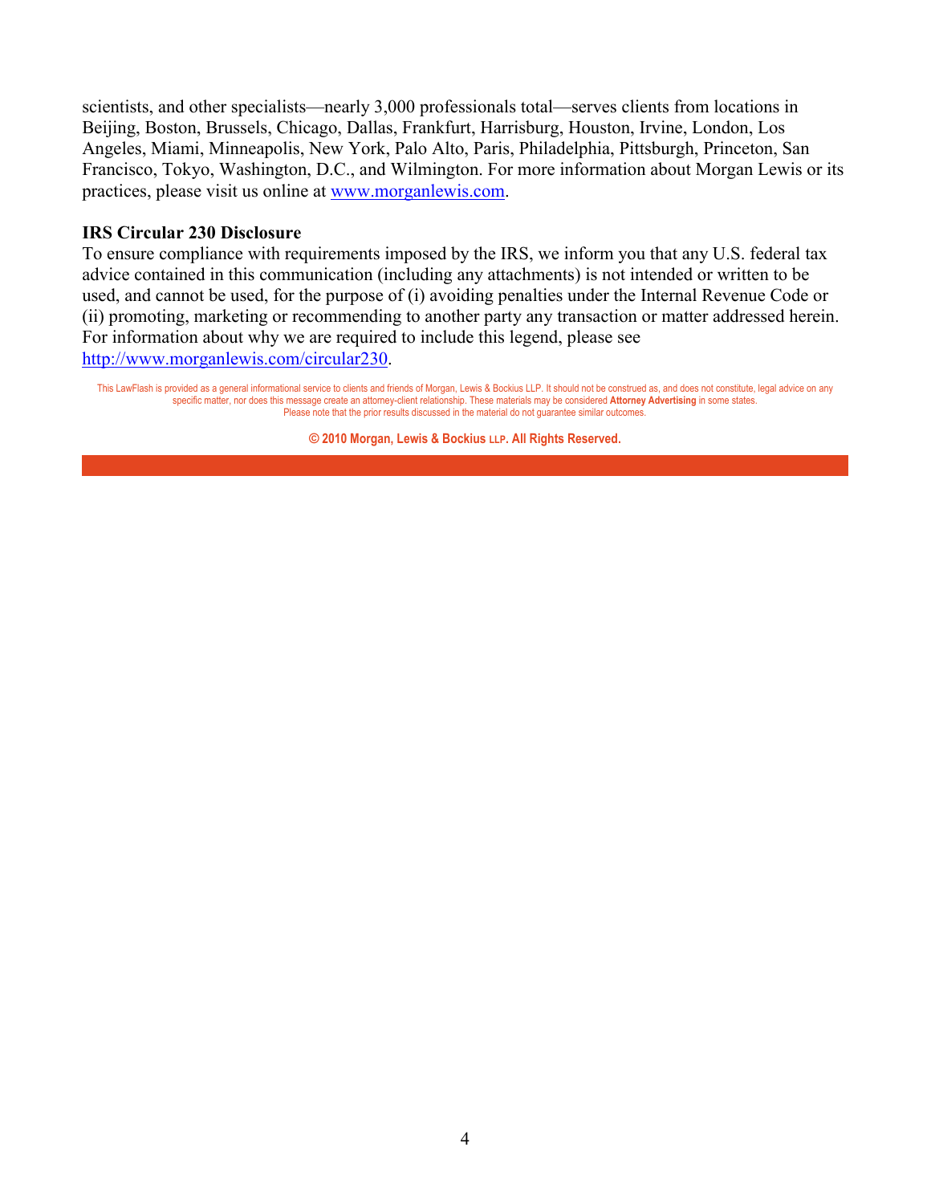scientists, and other specialists—nearly 3,000 professionals total—serves clients from locations in Beijing, Boston, Brussels, Chicago, Dallas, Frankfurt, Harrisburg, Houston, Irvine, London, Los Angeles, Miami, Minneapolis, New York, Palo Alto, Paris, Philadelphia, Pittsburgh, Princeton, San Francisco, Tokyo, Washington, D.C., and Wilmington. For more information about Morgan Lewis or its practices, please visit us online at [www.morganlewis.com](http://www.morganlewis.com).

**IRS Circular 230 Disclosure**

To ensure compliance with requirements imposed by the IRS, we inform you that any U.S. federal tax advice contained in this communication (including any attachments) is not intended or written to be used, and cannot be used, for the purpose of (i) avoiding penalties under the Internal Revenue Code or (ii) promoting, marketing or recommending to another party any transaction or matter addressed herein. For information about why we are required to include this legend, please see [http://www.morganlewis.com/circular230](http://www.morganlewis.com/circular230).

This LawFlash is provided as a general informational service to clients and friends of Morgan, Lewis & Bockius LLP. It should not be construed as, and does not constitute, legal advice on any specific matter, nor does this message create an attorney-client relationship. These materials may be considered **Attorney Advertising** in some states. Please note that the prior results discussed in the material do not guarantee similar outcomes.

**© 2010 Morgan, Lewis & Bockius LLP. All Rights Reserved.**